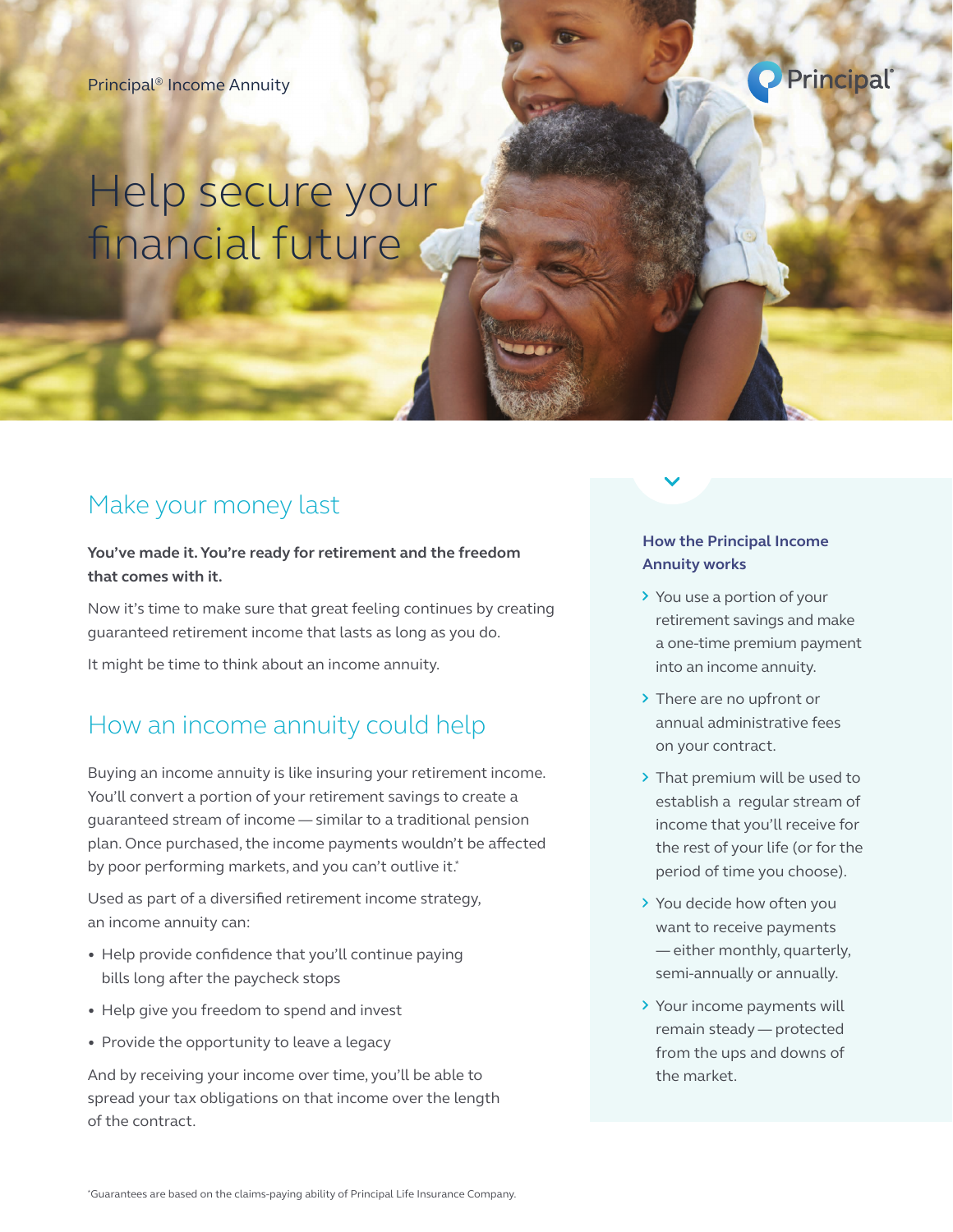Principal® Income Annuity

# Help secure your financial future

## Make your money last

**You've made it. You're ready for retirement and the freedom that comes with it.**

Now it's time to make sure that great feeling continues by creating guaranteed retirement income that lasts as long as you do.

It might be time to think about an income annuity.

## How an income annuity could help

Buying an income annuity is like insuring your retirement income. You'll convert a portion of your retirement savings to create a guaranteed stream of income — similar to a traditional pension plan. Once purchased, the income payments wouldn't be affected by poor performing markets, and you can't outlive it.*

Used as part of a diversified retirement income strategy, an income annuity can:

- Help provide confidence that you'll continue paying bills long after the paycheck stops
- Help give you freedom to spend and invest
- Provide the opportunity to leave a legacy

And by receiving your income over time, you'll be able to spread your tax obligations on that income over the length of the contract.

### How the Principal Income Annuity works

- You use a portion of your retirement savings and make a one-time premium payment into an income annuity.
- There are no upfront or annual administrative fees on your contract.
- That premium will be used to establish a regular stream of income that you'll receive for the rest of your life (or for the period of time you choose).
- You decide how often you want to receive payments — either monthly, quarterly, semi-annually or annually.
- Your income payments will remain steady — protected from the ups and downs of the market.

*Guarantees are based on the claims-paying ability of Principal Life Insurance Company.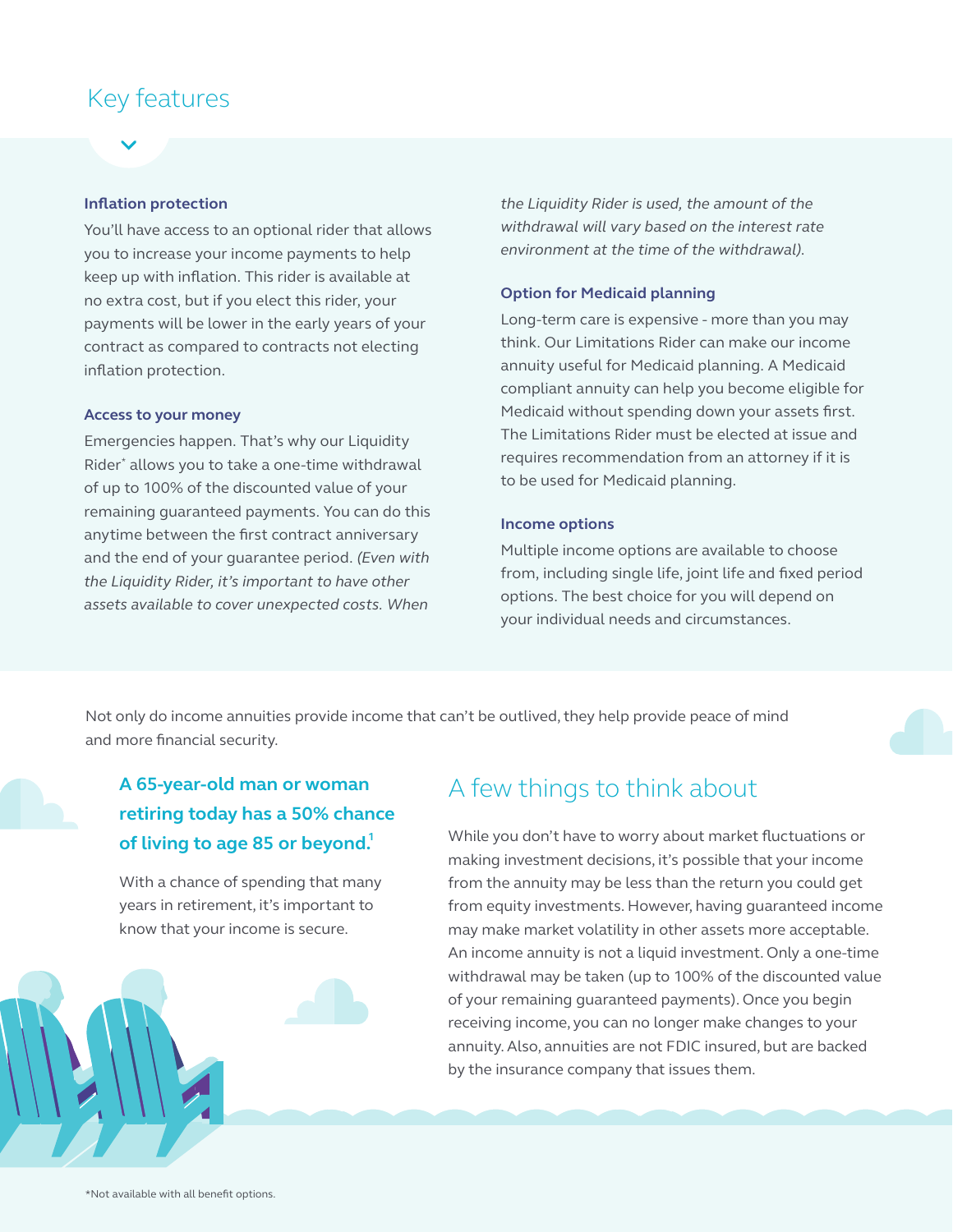## Key features

### Inflation protection

You'll have access to an optional rider that allows you to increase your income payments to help keep up with inflation. This rider is available at no extra cost, but if you elect this rider, your payments will be lower in the early years of your contract as compared to contracts not electing inflation protection.

### Access to your money

Emergencies happen. That's why our Liquidity Rider* allows you to take a one-time withdrawal of up to 100% of the discounted value of your remaining guaranteed payments. You can do this anytime between the first contract anniversary and the end of your guarantee period. *(Even with the Liquidity Rider, it's important to have other assets available to cover unexpected costs. When the Liquidity Rider is used, the amount of the withdrawal will vary based on the interest rate environment at the time of the withdrawal).*

### Option for Medicaid planning

Long-term care is expensive - more than you may think. Our Limitations Rider can make our income annuity useful for Medicaid planning. A Medicaid compliant annuity can help you become eligible for Medicaid without spending down your assets first. The Limitations Rider must be elected at issue and requires recommendation from an attorney if it is to be used for Medicaid planning.

### Income options

Multiple income options are available to choose from, including single life, joint life and fixed period options. The best choice for you will depend on your individual needs and circumstances.

Not only do income annuities provide income that can't be outlived, they help provide peace of mind and more financial security.

**A 65-year-old man or woman retiring today has a 50% chance of living to age 85 or beyond.[1]**

With a chance of spending that many years in retirement, it's important to know that your income is secure.

## A few things to think about

While you don't have to worry about market fluctuations or making investment decisions, it's possible that your income from the annuity may be less than the return you could get from equity investments. However, having guaranteed income may make market volatility in other assets more acceptable. An income annuity is not a liquid investment. Only a one-time withdrawal may be taken (up to 100% of the discounted value of your remaining guaranteed payments). Once you begin receiving income, you can no longer make changes to your annuity. Also, annuities are not FDIC insured, but are backed by the insurance company that issues them.

*Not available with all benefit options.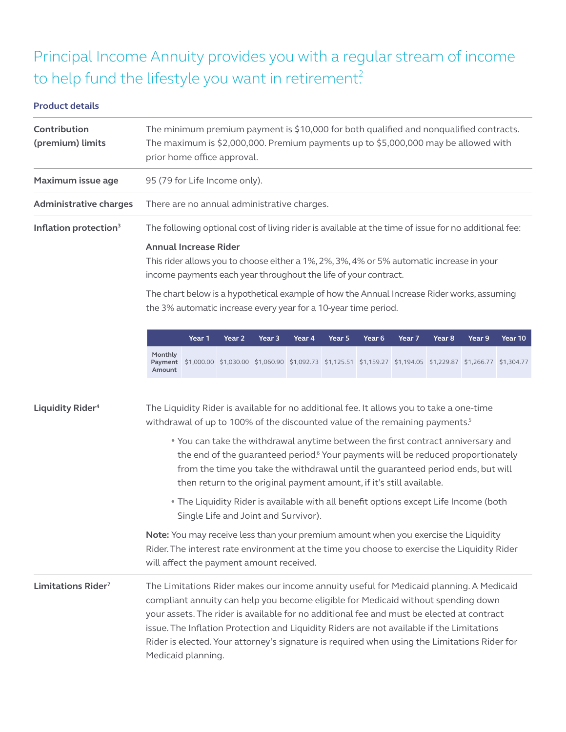# Principal Income Annuity provides you with a regular stream of income to help fund the lifestyle you want in retirement.[2]

## Product details

**Contribution (premium) limits**

The minimum premium payment is $10,000 for both qualified and nonqualified contracts. The maximum is $2,000,000. Premium payments up to $5,000,000 may be allowed with prior home office approval.

**Maximum issue age**

95 (79 for Life Income only).

**Administrative charges**

There are no annual administrative charges.

**Inflation protection[3]**

The following optional cost of living rider is available at the time of issue for no additional fee:

**Annual Increase Rider**
This rider allows you to choose either a 1%, 2%, 3%, 4% or 5% automatic increase in your income payments each year throughout the life of your contract.

The chart below is a hypothetical example of how the Annual Increase Rider works, assuming the 3% automatic increase every year for a 10-year time period.

| | Year 1 | Year 2 | Year 3 | Year 4 | Year 5 | Year 6 | Year 7 | Year 8 | Year 9 | Year 10 |
|---|---|---|---|---|---|---|---|---|---|---|
| Monthly Payment Amount | $1,000.00 | $1,030.00 | $1,060.90 | $1,092.73 | $1,125.51 | $1,159.27 | $1,194.05 | $1,229.87 | $1,266.77 | $1,304.77 |

**Liquidity Rider[4]**

The Liquidity Rider is available for no additional fee. It allows you to take a one-time withdrawal of up to 100% of the discounted value of the remaining payments.[5]

- You can take the withdrawal anytime between the first contract anniversary and the end of the guaranteed period.[6] Your payments will be reduced proportionately from the time you take the withdrawal until the guaranteed period ends, but will then return to the original payment amount, if it's still available.
- The Liquidity Rider is available with all benefit options except Life Income (both Single Life and Joint and Survivor).

**Note:** You may receive less than your premium amount when you exercise the Liquidity Rider. The interest rate environment at the time you choose to exercise the Liquidity Rider will affect the payment amount received.

**Limitations Rider[7]**

The Limitations Rider makes our income annuity useful for Medicaid planning. A Medicaid compliant annuity can help you become eligible for Medicaid without spending down your assets. The rider is available for no additional fee and must be elected at contract issue. The Inflation Protection and Liquidity Riders are not available if the Limitations Rider is elected. Your attorney's signature is required when using the Limitations Rider for Medicaid planning.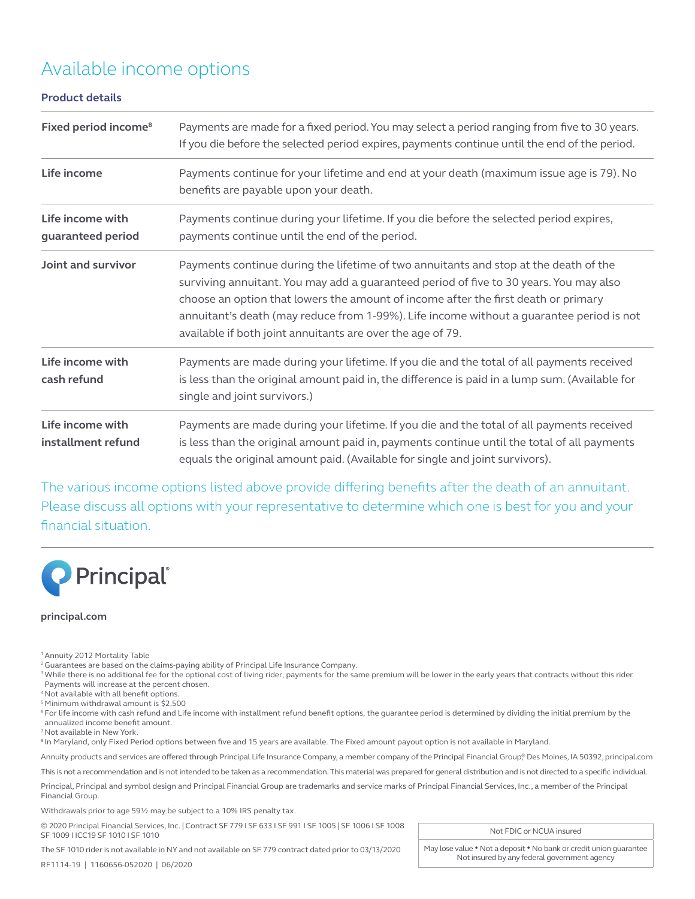# Available income options

### Product details

| | |
|---|---|
| **Fixed period income**[8] | Payments are made for a fixed period. You may select a period ranging from five to 30 years. If you die before the selected period expires, payments continue until the end of the period. |
| **Life income** | Payments continue for your lifetime and end at your death (maximum issue age is 79). No benefits are payable upon your death. |
| **Life income with guaranteed period** | Payments continue during your lifetime. If you die before the selected period expires, payments continue until the end of the period. |
| **Joint and survivor** | Payments continue during the lifetime of two annuitants and stop at the death of the surviving annuitant. You may add a guaranteed period of five to 30 years. You may also choose an option that lowers the amount of income after the first death or primary annuitant's death (may reduce from 1-99%). Life income without a guarantee period is not available if both joint annuitants are over the age of 79. |
| **Life income with cash refund** | Payments are made during your lifetime. If you die and the total of all payments received is less than the original amount paid in, the difference is paid in a lump sum. (Available for single and joint survivors.) |
| **Life income with installment refund** | Payments are made during your lifetime. If you die and the total of all payments received is less than the original amount paid in, payments continue until the total of all payments equals the original amount paid. (Available for single and joint survivors). |

The various income options listed above provide differing benefits after the death of an annuitant. Please discuss all options with your representative to determine which one is best for you and your financial situation.

Principal®

**principal.com**

[1] Annuity 2012 Mortality Table
[2] Guarantees are based on the claims-paying ability of Principal Life Insurance Company.
[3] While there is no additional fee for the optional cost of living rider, payments for the same premium will be lower in the early years that contracts without this rider. Payments will increase at the percent chosen.
[4] Not available with all benefit options.
[5] Minimum withdrawal amount is $2,500
[6] For life income with cash refund and Life income with installment refund benefit options, the guarantee period is determined by dividing the initial premium by the annualized income benefit amount.
[7] Not available in New York.
[8] In Maryland, only Fixed Period options between five and 15 years are available. The Fixed amount payout option is not available in Maryland.

Annuity products and services are offered through Principal Life Insurance Company, a member company of the Principal Financial Group®, Des Moines, IA 50392, principal.com

This is not a recommendation and is not intended to be taken as a recommendation. This material was prepared for general distribution and is not directed to a specific individual.

Principal, Principal and symbol design and Principal Financial Group are trademarks and service marks of Principal Financial Services, Inc., a member of the Principal Financial Group.

Withdrawals prior to age 59½ may be subject to a 10% IRS penalty tax.

© 2020 Principal Financial Services, Inc. | Contract SF 779 I SF 633 I SF 991 I SF 1005 | SF 1006 I SF 1008 SF 1009 I ICC19 SF 1010 I SF 1010

The SF 1010 rider is not available in NY and not available on SF 779 contract dated prior to 03/13/2020

RF1114-19 | 1160656-052020 | 06/2020

| Not FDIC or NCUA insured |
|---|
| May lose value • Not a deposit • No bank or credit union guarantee Not insured by any federal government agency |